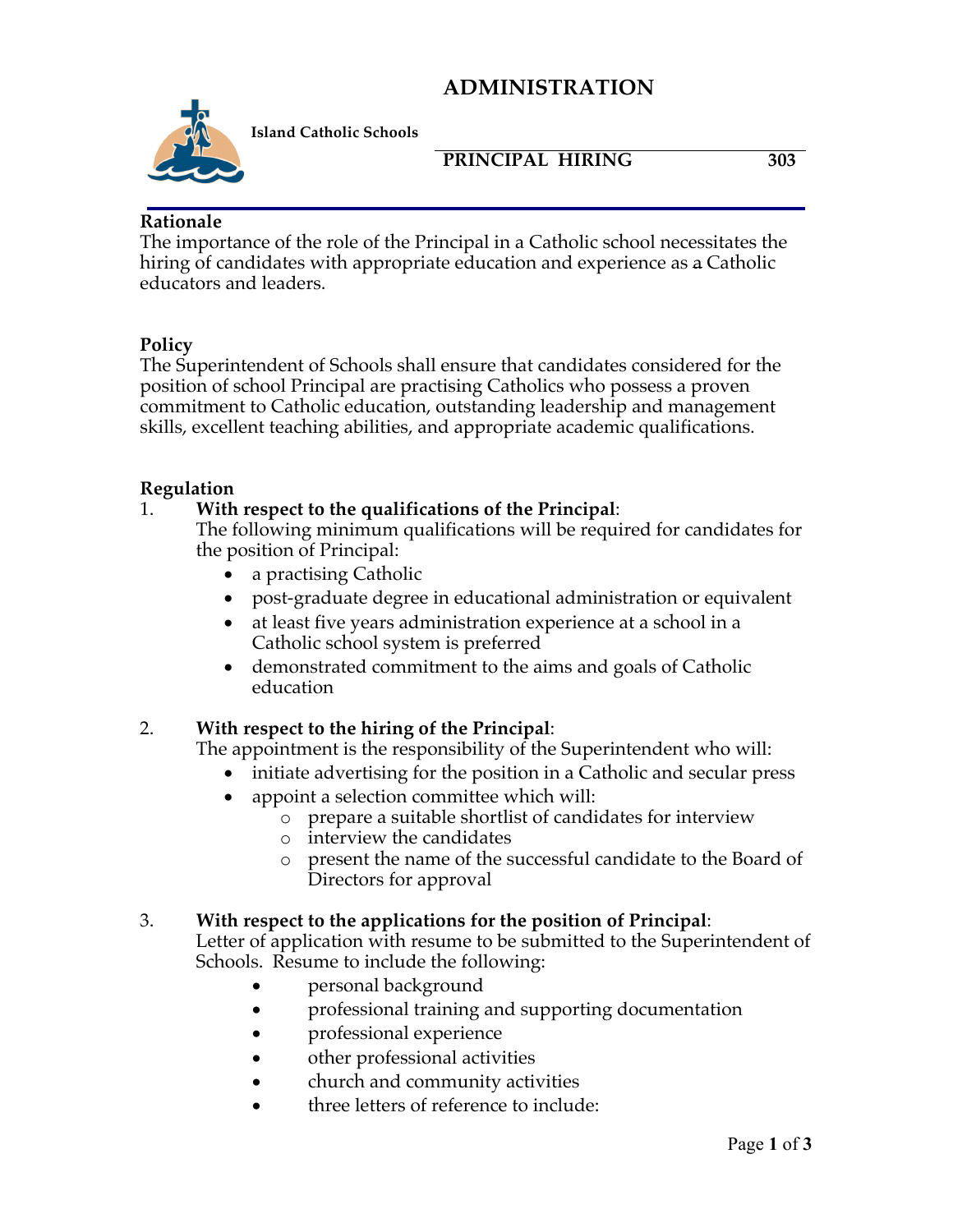# ADMINISTRATION

**Island Catholic Schools**

## PRINCIPAL HIRING 303

### Rationale

The importance of the role of the Principal in a Catholic school necessitates the hiring of candidates with appropriate education and experience as a Catholic educators and leaders.

### Policy

The Superintendent of Schools shall ensure that candidates considered for the position of school Principal are practising Catholics who possess a proven commitment to Catholic education, outstanding leadership and management skills, excellent teaching abilities, and appropriate academic qualifications.

### Regulation

1. **With respect to the qualifications of the Principal**:
   The following minimum qualifications will be required for candidates for the position of Principal:
   - a practising Catholic
   - post-graduate degree in educational administration or equivalent
   - at least five years administration experience at a school in a Catholic school system is preferred
   - demonstrated commitment to the aims and goals of Catholic education

2. **With respect to the hiring of the Principal**:
   The appointment is the responsibility of the Superintendent who will:
   - initiate advertising for the position in a Catholic and secular press
   - appoint a selection committee which will:
     - prepare a suitable shortlist of candidates for interview
     - interview the candidates
     - present the name of the successful candidate to the Board of Directors for approval

3. **With respect to the applications for the position of Principal**:
   Letter of application with resume to be submitted to the Superintendent of Schools. Resume to include the following:
   - personal background
   - professional training and supporting documentation
   - professional experience
   - other professional activities
   - church and community activities
   - three letters of reference to include: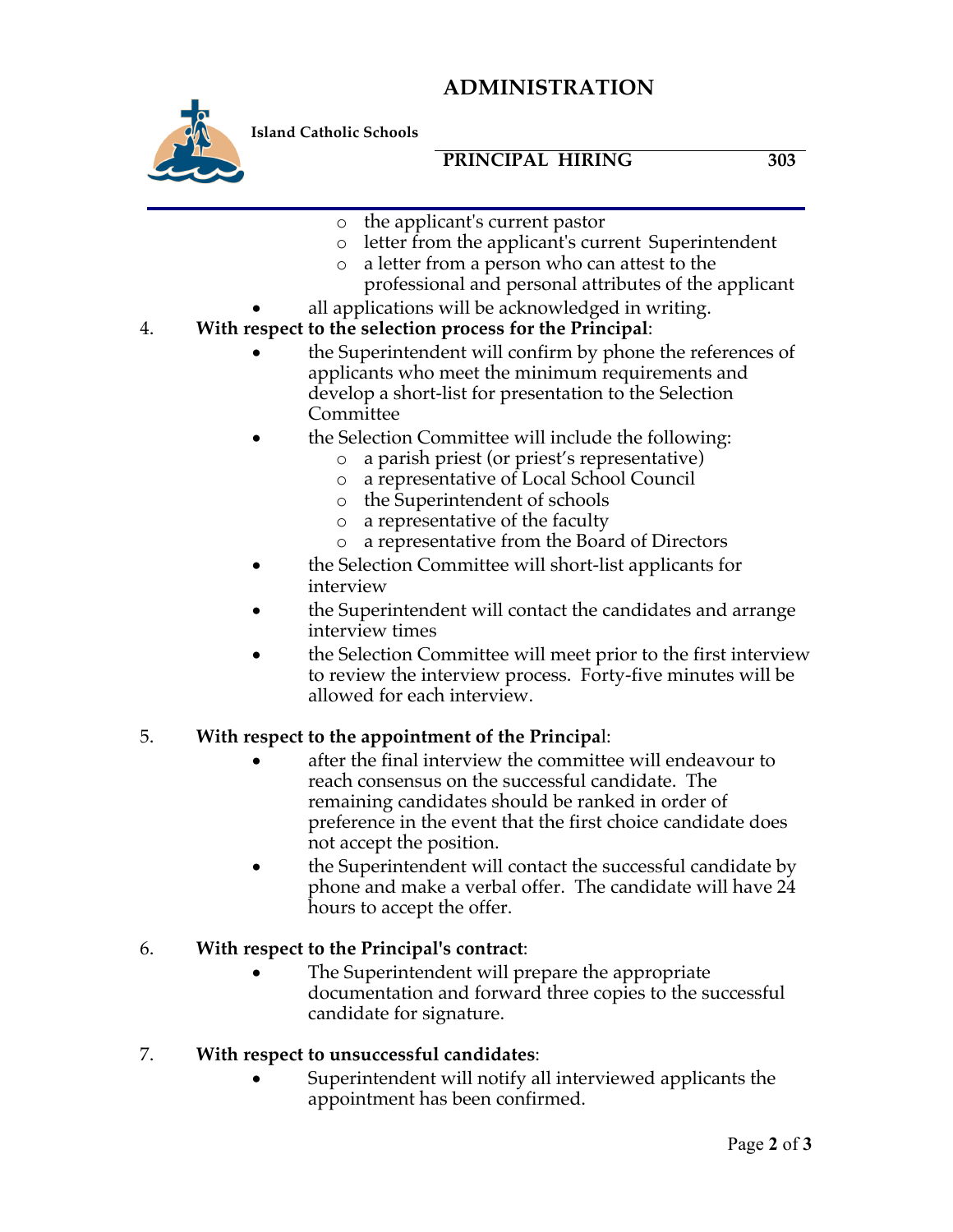- the applicant's current pastor
  - letter from the applicant's current Superintendent
  - a letter from a person who can attest to the professional and personal attributes of the applicant
- all applications will be acknowledged in writing.

4. **With respect to the selection process for the Principal**:
   - the Superintendent will confirm by phone the references of applicants who meet the minimum requirements and develop a short-list for presentation to the Selection Committee
   - the Selection Committee will include the following:
     - a parish priest (or priest's representative)
     - a representative of Local School Council
     - the Superintendent of schools
     - a representative of the faculty
     - a representative from the Board of Directors
   - the Selection Committee will short-list applicants for interview
   - the Superintendent will contact the candidates and arrange interview times
   - the Selection Committee will meet prior to the first interview to review the interview process. Forty-five minutes will be allowed for each interview.

5. **With respect to the appointment of the Principa**l:
   - after the final interview the committee will endeavour to reach consensus on the successful candidate. The remaining candidates should be ranked in order of preference in the event that the first choice candidate does not accept the position.
   - the Superintendent will contact the successful candidate by phone and make a verbal offer. The candidate will have 24 hours to accept the offer.

6. **With respect to the Principal's contract**:
   - The Superintendent will prepare the appropriate documentation and forward three copies to the successful candidate for signature.

7. **With respect to unsuccessful candidates**:
   - Superintendent will notify all interviewed applicants the appointment has been confirmed.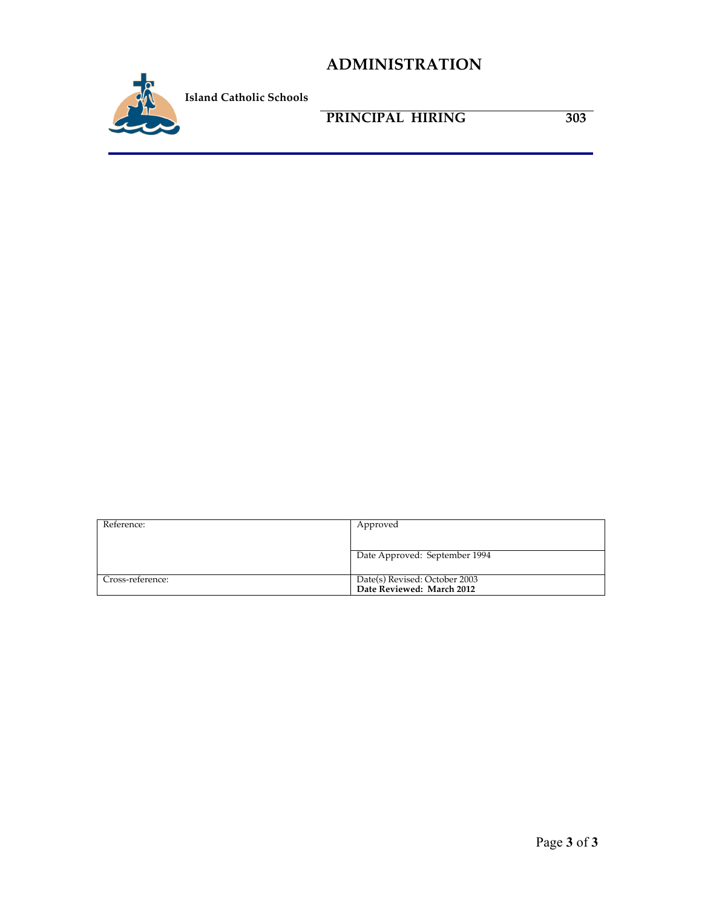| | |
|---|---|
| Reference: | Approved<br><br>Date Approved: September 1994 |
| Cross-reference: | Date(s) Revised: October 2003<br>**Date Reviewed: March 2012** |